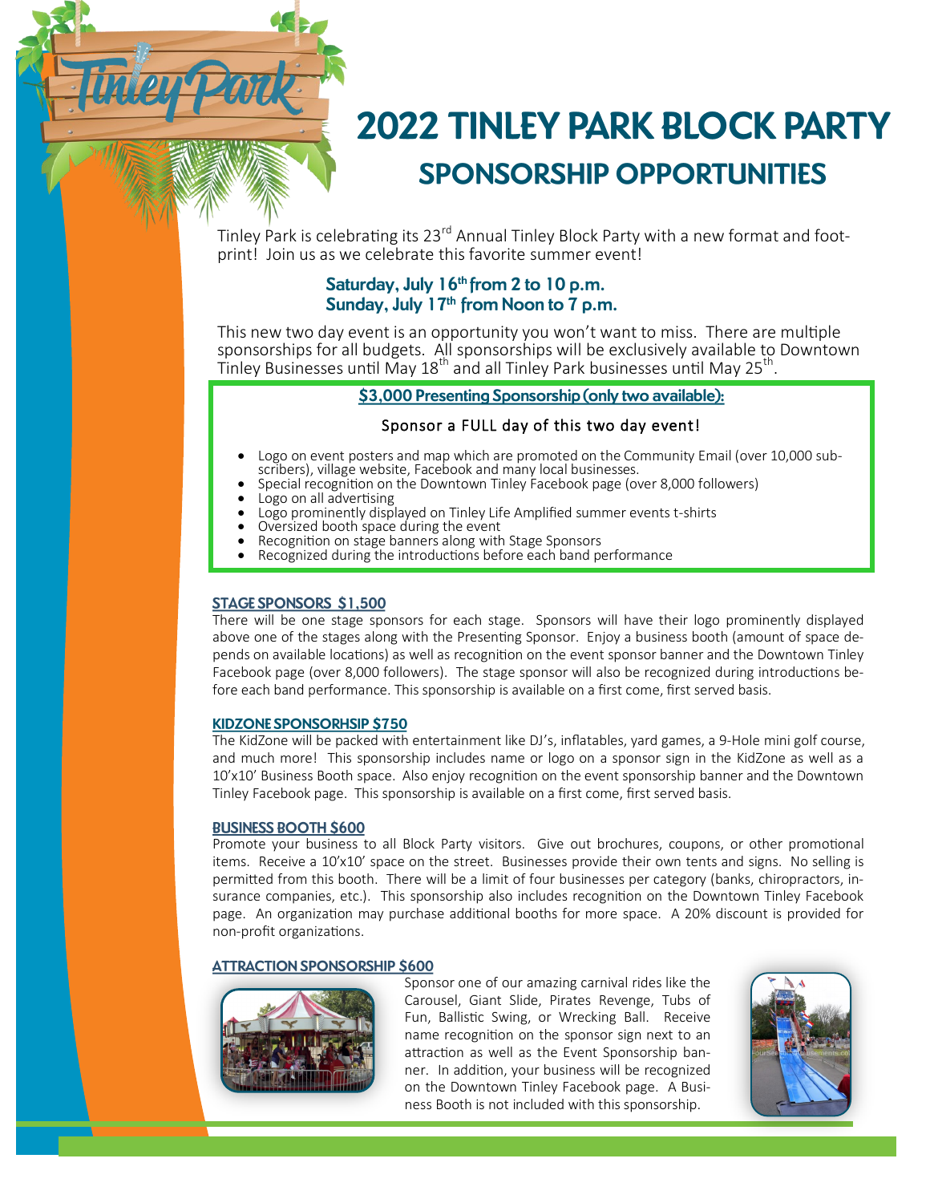# 2022 TINLEY PARK BLOCK PARTY

## SPONSORSHIP OPPORTUNITIES

Tinley Park is celebrating its 23rd Annual Tinley Block Party with a new format and footprint! Join us as we celebrate this favorite summer event!

**Saturday, July 16th from 2 to 10 p.m.**
**Sunday, July 17th from Noon to 7 p.m.**

This new two day event is an opportunity you won't want to miss. There are multiple sponsorships for all budgets. All sponsorships will be exclusively available to Downtown Tinley Businesses until May 18th and all Tinley Park businesses until May 25th.

### $3,000 Presenting Sponsorship (only two available):

Sponsor a FULL day of this two day event!

- Logo on event posters and map which are promoted on the Community Email (over 10,000 subscribers), village website, Facebook and many local businesses.
- Special recognition on the Downtown Tinley Facebook page (over 8,000 followers)
- Logo on all advertising
- Logo prominently displayed on Tinley Life Amplified summer events t-shirts
- Oversized booth space during the event
- Recognition on stage banners along with Stage Sponsors
- Recognized during the introductions before each band performance

### STAGE SPONSORS $1,500

There will be one stage sponsors for each stage. Sponsors will have their logo prominently displayed above one of the stages along with the Presenting Sponsor. Enjoy a business booth (amount of space depends on available locations) as well as recognition on the event sponsor banner and the Downtown Tinley Facebook page (over 8,000 followers). The stage sponsor will also be recognized during introductions before each band performance. This sponsorship is available on a first come, first served basis.

### KIDZONE SPONSORHSIP $750

The KidZone will be packed with entertainment like DJ's, inflatables, yard games, a 9-Hole mini golf course, and much more! This sponsorship includes name or logo on a sponsor sign in the KidZone as well as a 10'x10' Business Booth space. Also enjoy recognition on the event sponsorship banner and the Downtown Tinley Facebook page. This sponsorship is available on a first come, first served basis.

### BUSINESS BOOTH $600

Promote your business to all Block Party visitors. Give out brochures, coupons, or other promotional items. Receive a 10'x10' space on the street. Businesses provide their own tents and signs. No selling is permitted from this booth. There will be a limit of four businesses per category (banks, chiropractors, insurance companies, etc.). This sponsorship also includes recognition on the Downtown Tinley Facebook page. An organization may purchase additional booths for more space. A 20% discount is provided for non-profit organizations.

### ATTRACTION SPONSORSHIP $600

Sponsor one of our amazing carnival rides like the Carousel, Giant Slide, Pirates Revenge, Tubs of Fun, Ballistic Swing, or Wrecking Ball. Receive name recognition on the sponsor sign next to an attraction as well as the Event Sponsorship banner. In addition, your business will be recognized on the Downtown Tinley Facebook page. A Business Booth is not included with this sponsorship.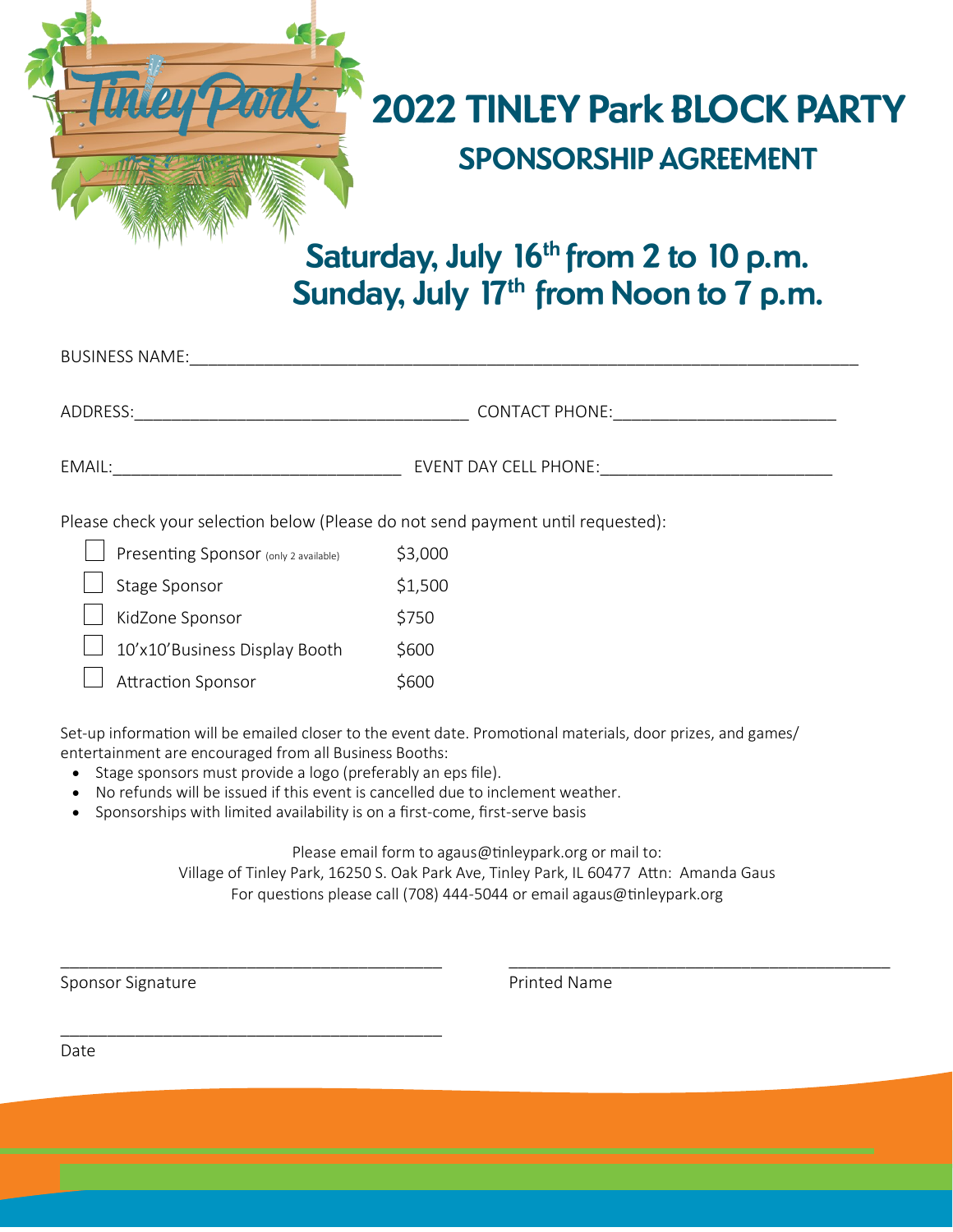# 2022 TINLEY Park BLOCK PARTY

## SPONSORSHIP AGREEMENT

## Saturday, July 16th from 2 to 10 p.m.
## Sunday, July 17th from Noon to 7 p.m.

BUSINESS NAME:_______________________________________________________________________________

ADDRESS:_______________________________________ CONTACT PHONE:_________________________

EMAIL:________________________________ EVENT DAY CELL PHONE:_________________________

Please check your selection below (Please do not send payment until requested):

| | | |
|---|---|---|
| ☐ | Presenting Sponsor (only 2 available) | $3,000 |
| ☐ | Stage Sponsor | $1,500 |
| ☐ | KidZone Sponsor | $750 |
| ☐ | 10'x10'Business Display Booth | $600 |
| ☐ | Attraction Sponsor | $600 |

Set-up information will be emailed closer to the event date. Promotional materials, door prizes, and games/ entertainment are encouraged from all Business Booths:

- Stage sponsors must provide a logo (preferably an eps file).
- No refunds will be issued if this event is cancelled due to inclement weather.
- Sponsorships with limited availability is on a first-come, first-serve basis

Please email form to agaus@tinleypark.org or mail to:
Village of Tinley Park, 16250 S. Oak Park Ave, Tinley Park, IL 60477 Attn: Amanda Gaus
For questions please call (708) 444-5044 or email agaus@tinleypark.org

_________________________________________ _________________________________________

Sponsor Signature Printed Name

_________________________________________

Date